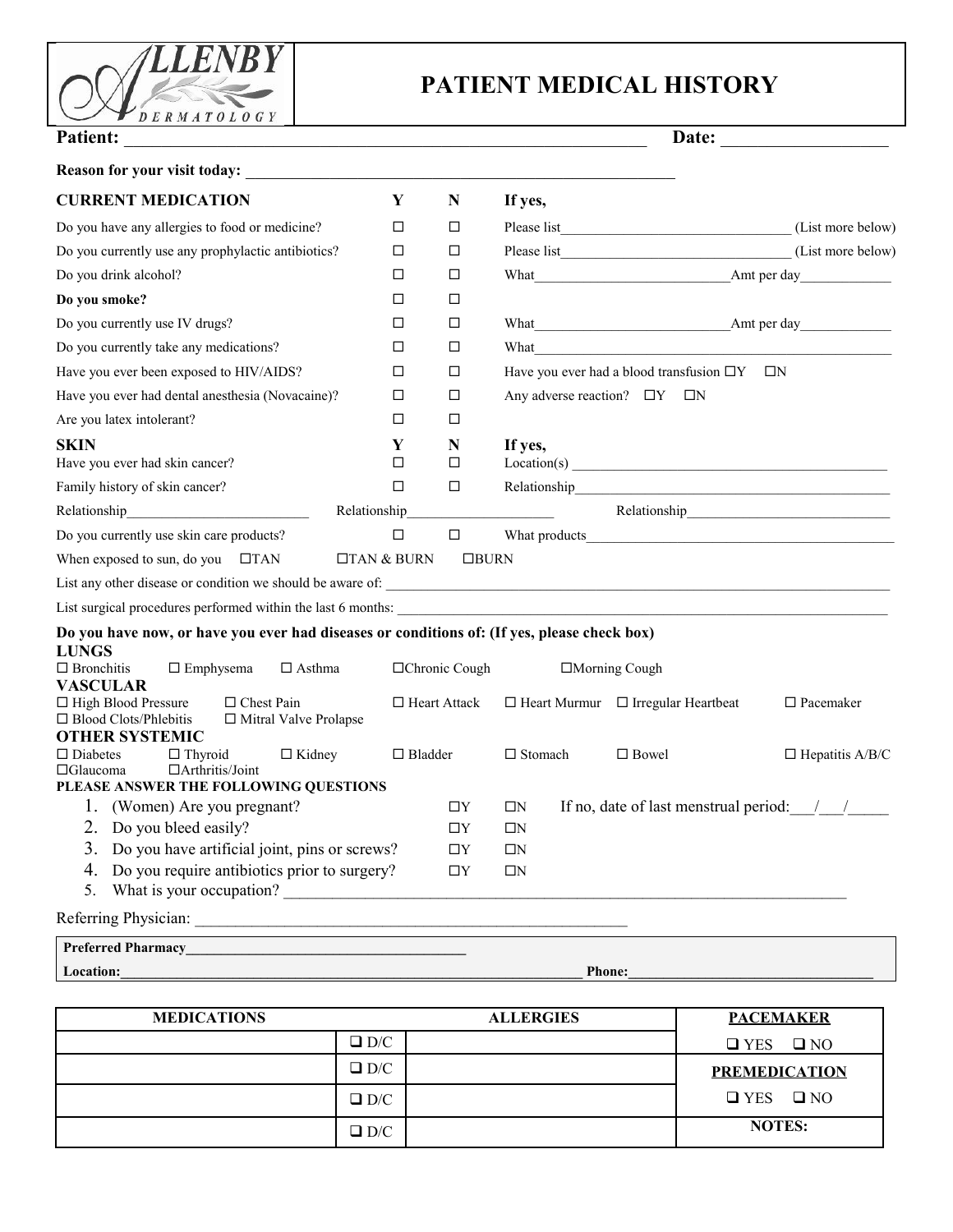ALLENBY DERMATOLOGY

# PATIENT MEDICAL HISTORY

**Patient:** ____________________________________________________________ **Date:** __________________

**Reason for your visit today:** _______________________________________________________

| **CURRENT MEDICATION** | **Y** | **N** | **If yes,** |
|---|---|---|---|
| Do you have any allergies to food or medicine? | ☐ | ☐ | Please list________________________________ (List more below) |
| Do you currently use any prophylactic antibiotics? | ☐ | ☐ | Please list________________________________ (List more below) |
| Do you drink alcohol? | ☐ | ☐ | What___________________________Amt per day____________ |
| **Do you smoke?** | ☐ | ☐ | |
| Do you currently use IV drugs? | ☐ | ☐ | What___________________________Amt per day____________ |
| Do you currently take any medications? | ☐ | ☐ | What_______________________________________________ |
| Have you ever been exposed to HIV/AIDS? | ☐ | ☐ | Have you ever had a blood transfusion ☐Y ☐N |
| Have you ever had dental anesthesia (Novacaine)? | ☐ | ☐ | Any adverse reaction? ☐Y ☐N |
| Are you latex intolerant? | ☐ | ☐ | |

| **SKIN** | **Y** | **N** | **If yes,** |
|---|---|---|---|
| Have you ever had skin cancer? | ☐ | ☐ | Location(s) ____________________________________________ |
| Family history of skin cancer? | ☐ | ☐ | Relationship____________________________________________ |

Relationship_________________________ Relationship____________________ Relationship___________________________

| | **Y** | **N** | |
|---|---|---|---|
| Do you currently use skin care products? | ☐ | ☐ | What products__________________________________________ |

When exposed to sun, do you ☐TAN ☐TAN & BURN ☐BURN

List any other disease or condition we should be aware of: ____________________________________________________________

List surgical procedures performed within the last 6 months: __________________________________________________________

**Do you have now, or have you ever had diseases or conditions of: (If yes, please check box)**

**LUNGS**

☐ Bronchitis ☐ Emphysema ☐ Asthma ☐Chronic Cough ☐Morning Cough

**VASCULAR**

☐ High Blood Pressure ☐ Chest Pain ☐ Heart Attack ☐ Heart Murmur ☐ Irregular Heartbeat ☐ Pacemaker
☐ Blood Clots/Phlebitis ☐ Mitral Valve Prolapse

**OTHER SYSTEMIC**

☐ Diabetes ☐ Thyroid ☐ Kidney ☐ Bladder ☐ Stomach ☐ Bowel ☐ Hepatitis A/B/C
☐Glaucoma ☐Arthritis/Joint

**PLEASE ANSWER THE FOLLOWING QUESTIONS**

1. (Women) Are you pregnant? ☐Y ☐N If no, date of last menstrual period:___/___/_____
2. Do you bleed easily? ☐Y ☐N
3. Do you have artificial joint, pins or screws? ☐Y ☐N
4. Do you require antibiotics prior to surgery? ☐Y ☐N
5. What is your occupation? ______________________________________________________________________

Referring Physician: ______________________________________________________

**Preferred Pharmacy**________________________________________

**Location:**________________________________________________________________ **Phone:**__________________________________

| MEDICATIONS | | ALLERGIES | PACEMAKER |
|---|---|---|---|
| | ❑ D/C | | ❑ YES ❑ NO |
| | ❑ D/C | | **PREMEDICATION** |
| | ❑ D/C | | ❑ YES ❑ NO |
| | ❑ D/C | | **NOTES:** |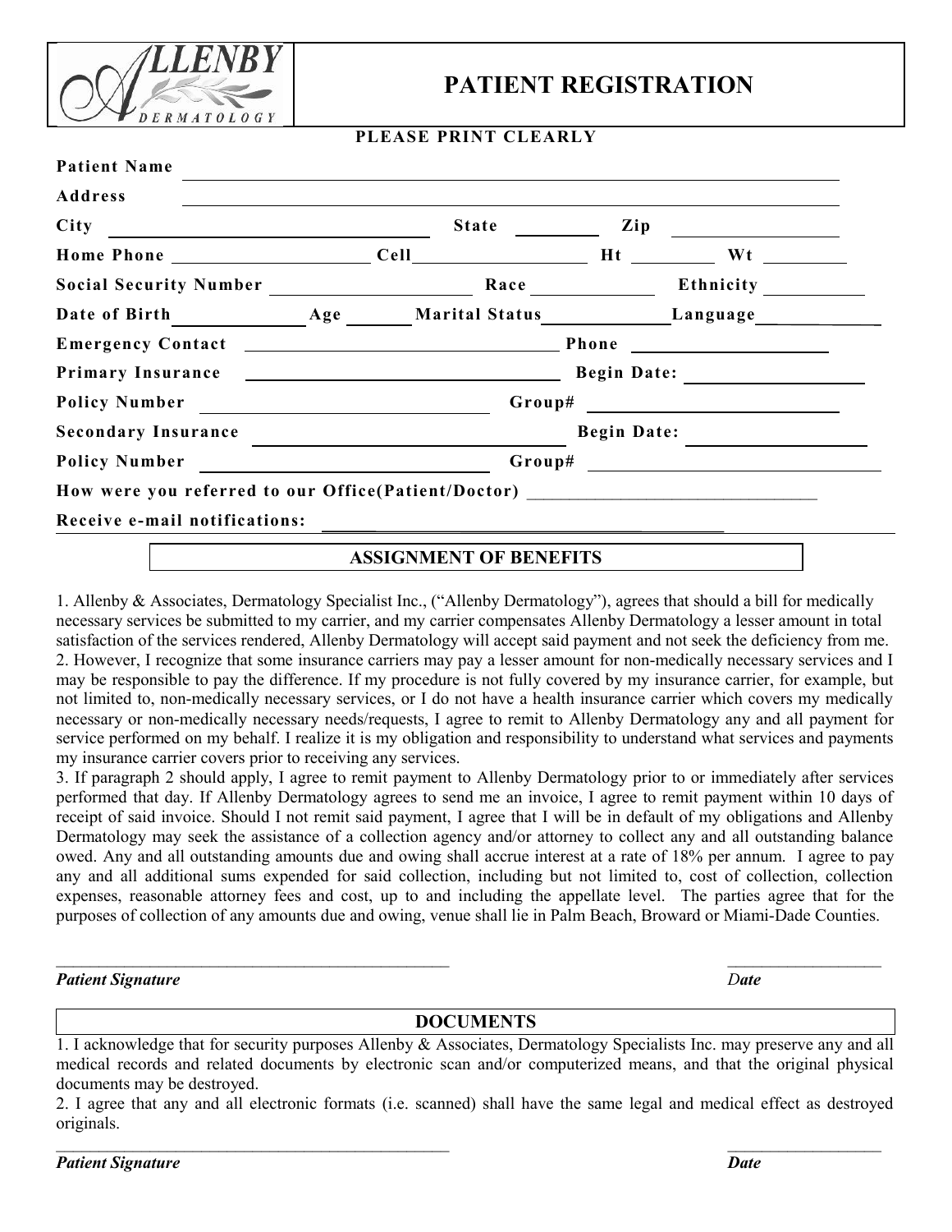ALLENBY DERMATOLOGY

# PATIENT REGISTRATION

**PLEASE PRINT CLEARLY**

**Patient Name** ______________________________________________

**Address** ______________________________________________

**City** ____________________ **State** ________ **Zip** ____________

**Home Phone** ________________ **Cell** ________________ **Ht** ________ **Wt** ________

**Social Security Number** ________________ **Race** ____________ **Ethnicity** __________

**Date of Birth** ____________ **Age** ______ **Marital Status** ____________ **Language** ____________

**Emergency Contact** ______________________________ **Phone** ________________

**Primary Insurance** ______________________________ **Begin Date:** ________________

**Policy Number** __________________________ **Group#** ______________________

**Secondary Insurance** ______________________________ **Begin Date:** ________________

**Policy Number** __________________________ **Group#** ______________________

**How were you referred to our Office(Patient/Doctor)** ______________________________

**Receive e-mail notifications:** ______________________________________

## ASSIGNMENT OF BENEFITS

1. Allenby & Associates, Dermatology Specialist Inc., ("Allenby Dermatology"), agrees that should a bill for medically necessary services be submitted to my carrier, and my carrier compensates Allenby Dermatology a lesser amount in total satisfaction of the services rendered, Allenby Dermatology will accept said payment and not seek the deficiency from me.
2. However, I recognize that some insurance carriers may pay a lesser amount for non-medically necessary services and I may be responsible to pay the difference. If my procedure is not fully covered by my insurance carrier, for example, but not limited to, non-medically necessary services, or I do not have a health insurance carrier which covers my medically necessary or non-medically necessary needs/requests, I agree to remit to Allenby Dermatology any and all payment for service performed on my behalf. I realize it is my obligation and responsibility to understand what services and payments my insurance carrier covers prior to receiving any services.
3. If paragraph 2 should apply, I agree to remit payment to Allenby Dermatology prior to or immediately after services performed that day. If Allenby Dermatology agrees to send me an invoice, I agree to remit payment within 10 days of receipt of said invoice. Should I not remit said payment, I agree that I will be in default of my obligations and Allenby Dermatology may seek the assistance of a collection agency and/or attorney to collect any and all outstanding balance owed. Any and all outstanding amounts due and owing shall accrue interest at a rate of 18% per annum. I agree to pay any and all additional sums expended for said collection, including but not limited to, cost of collection, collection expenses, reasonable attorney fees and cost, up to and including the appellate level. The parties agree that for the purposes of collection of any amounts due and owing, venue shall lie in Palm Beach, Broward or Miami-Dade Counties.

______________________________________________ ____________________

***Patient Signature*** ***Date***

## DOCUMENTS

1. I acknowledge that for security purposes Allenby & Associates, Dermatology Specialists Inc. may preserve any and all medical records and related documents by electronic scan and/or computerized means, and that the original physical documents may be destroyed.
2. I agree that any and all electronic formats (i.e. scanned) shall have the same legal and medical effect as destroyed originals.

______________________________________________ ____________________

***Patient Signature*** ***Date***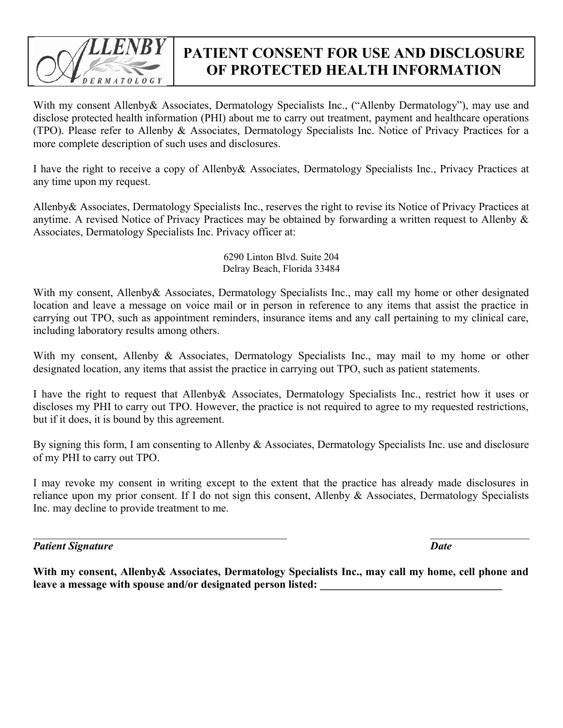ALLENBY DERMATOLOGY

# PATIENT CONSENT FOR USE AND DISCLOSURE OF PROTECTED HEALTH INFORMATION

With my consent Allenby& Associates, Dermatology Specialists Inc., ("Allenby Dermatology"), may use and disclose protected health information (PHI) about me to carry out treatment, payment and healthcare operations (TPO). Please refer to Allenby & Associates, Dermatology Specialists Inc. Notice of Privacy Practices for a more complete description of such uses and disclosures.

I have the right to receive a copy of Allenby& Associates, Dermatology Specialists Inc., Privacy Practices at any time upon my request.

Allenby& Associates, Dermatology Specialists Inc., reserves the right to revise its Notice of Privacy Practices at anytime. A revised Notice of Privacy Practices may be obtained by forwarding a written request to Allenby & Associates, Dermatology Specialists Inc. Privacy officer at:

6290 Linton Blvd. Suite 204
Delray Beach, Florida 33484

With my consent, Allenby& Associates, Dermatology Specialists Inc., may call my home or other designated location and leave a message on voice mail or in person in reference to any items that assist the practice in carrying out TPO, such as appointment reminders, insurance items and any call pertaining to my clinical care, including laboratory results among others.

With my consent, Allenby & Associates, Dermatology Specialists Inc., may mail to my home or other designated location, any items that assist the practice in carrying out TPO, such as patient statements.

I have the right to request that Allenby& Associates, Dermatology Specialists Inc., restrict how it uses or discloses my PHI to carry out TPO. However, the practice is not required to agree to my requested restrictions, but if it does, it is bound by this agreement.

By signing this form, I am consenting to Allenby & Associates, Dermatology Specialists Inc. use and disclosure of my PHI to carry out TPO.

I may revoke my consent in writing except to the extent that the practice has already made disclosures in reliance upon my prior consent. If I do not sign this consent, Allenby & Associates, Dermatology Specialists Inc. may decline to provide treatment to me.

_______________________________________________ __________________

***Patient Signature*** ***Date***

**With my consent, Allenby& Associates, Dermatology Specialists Inc., may call my home, cell phone and leave a message with spouse and/or designated person listed: ________________________________**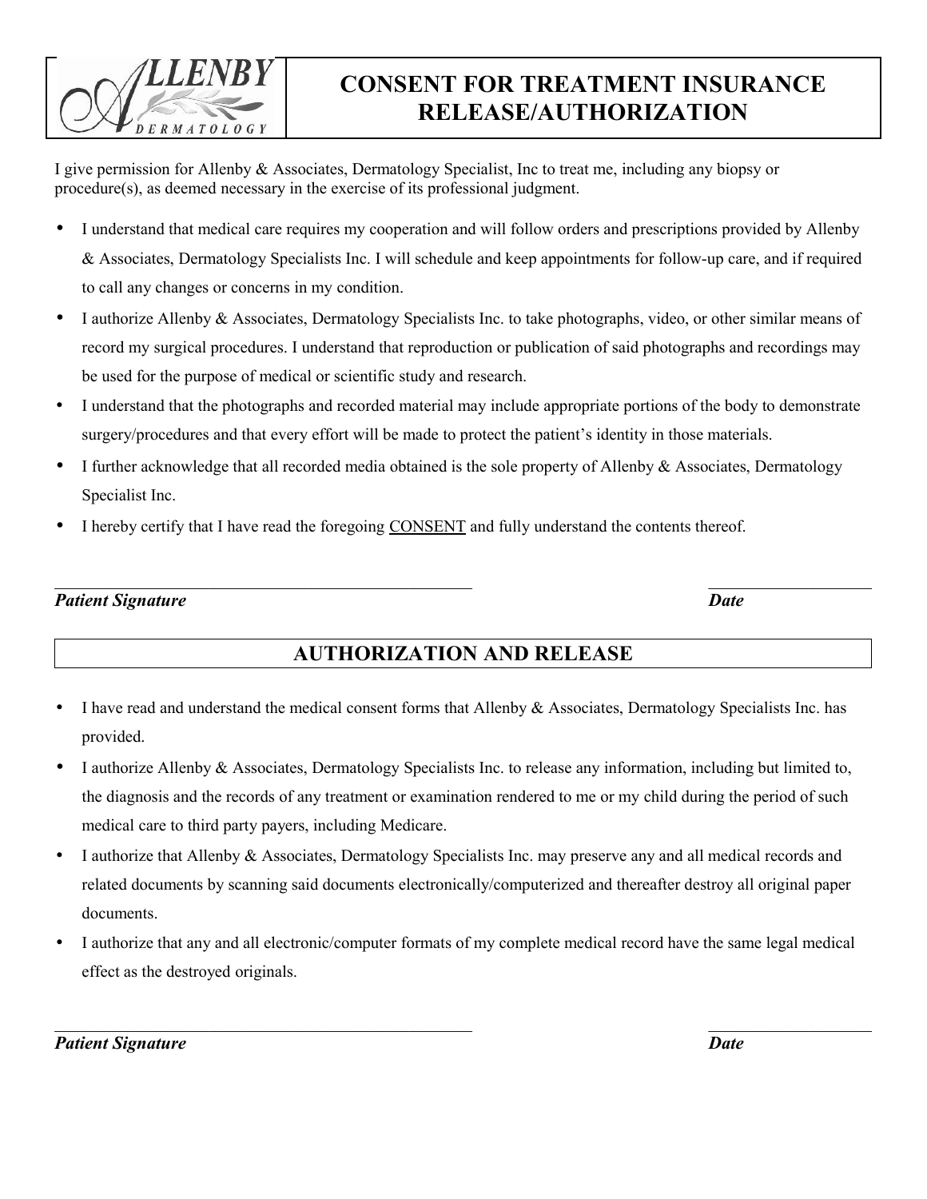ALLENBY DERMATOLOGY

# CONSENT FOR TREATMENT INSURANCE RELEASE/AUTHORIZATION

I give permission for Allenby & Associates, Dermatology Specialist, Inc to treat me, including any biopsy or procedure(s), as deemed necessary in the exercise of its professional judgment.

- I understand that medical care requires my cooperation and will follow orders and prescriptions provided by Allenby & Associates, Dermatology Specialists Inc. I will schedule and keep appointments for follow-up care, and if required to call any changes or concerns in my condition.
- I authorize Allenby & Associates, Dermatology Specialists Inc. to take photographs, video, or other similar means of record my surgical procedures. I understand that reproduction or publication of said photographs and recordings may be used for the purpose of medical or scientific study and research.
- I understand that the photographs and recorded material may include appropriate portions of the body to demonstrate surgery/procedures and that every effort will be made to protect the patient's identity in those materials.
- I further acknowledge that all recorded media obtained is the sole property of Allenby & Associates, Dermatology Specialist Inc.
- I hereby certify that I have read the foregoing <u>CONSENT</u> and fully understand the contents thereof.

_______________________________________________ _________________

***Patient Signature*** ***Date***

## AUTHORIZATION AND RELEASE

- I have read and understand the medical consent forms that Allenby & Associates, Dermatology Specialists Inc. has provided.
- I authorize Allenby & Associates, Dermatology Specialists Inc. to release any information, including but limited to, the diagnosis and the records of any treatment or examination rendered to me or my child during the period of such medical care to third party payers, including Medicare.
- I authorize that Allenby & Associates, Dermatology Specialists Inc. may preserve any and all medical records and related documents by scanning said documents electronically/computerized and thereafter destroy all original paper documents.
- I authorize that any and all electronic/computer formats of my complete medical record have the same legal medical effect as the destroyed originals.

_______________________________________________ _________________

***Patient Signature*** ***Date***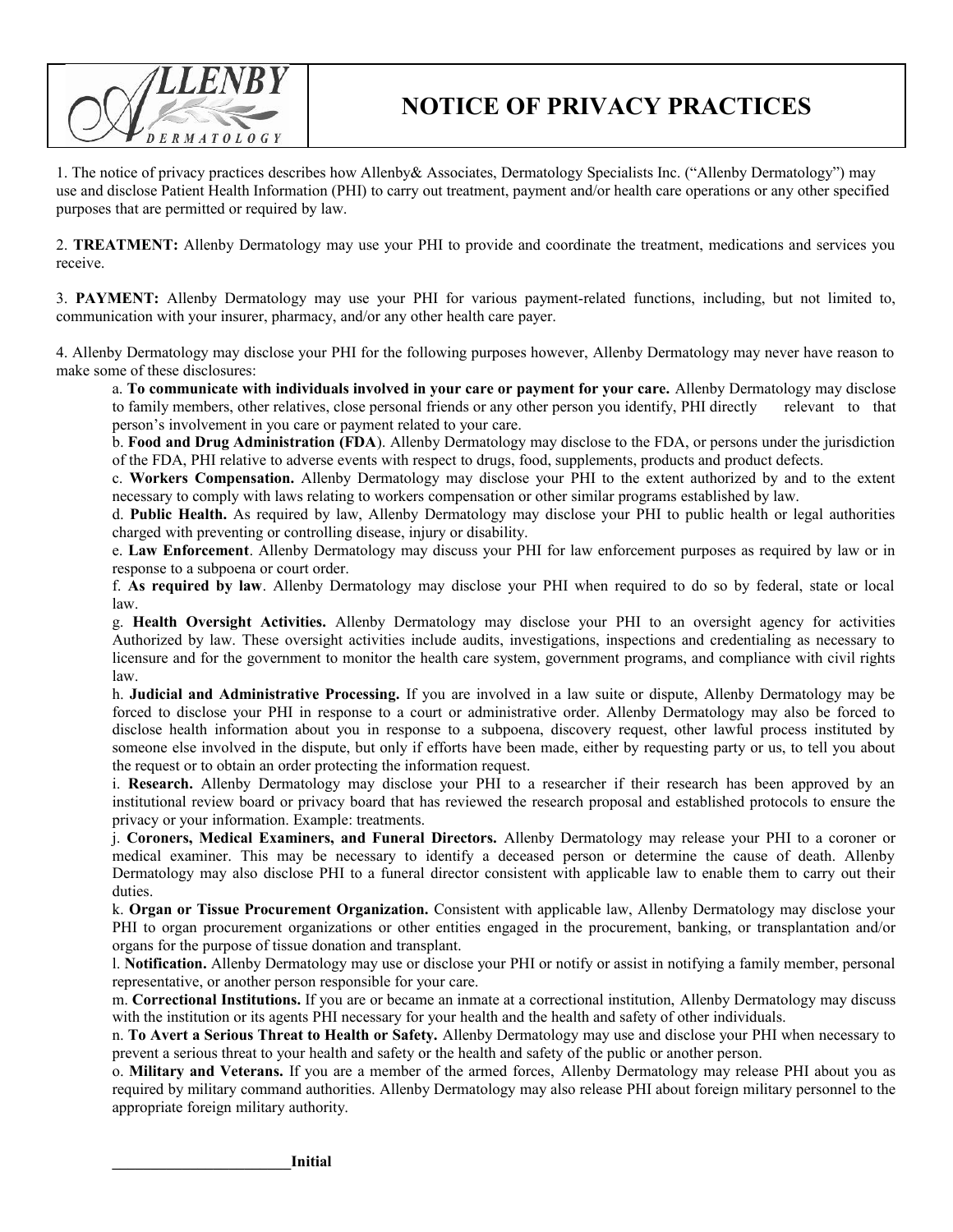# NOTICE OF PRIVACY PRACTICES

1. The notice of privacy practices describes how Allenby& Associates, Dermatology Specialists Inc. ("Allenby Dermatology") may use and disclose Patient Health Information (PHI) to carry out treatment, payment and/or health care operations or any other specified purposes that are permitted or required by law.

2. **TREATMENT:** Allenby Dermatology may use your PHI to provide and coordinate the treatment, medications and services you receive.

3. **PAYMENT:** Allenby Dermatology may use your PHI for various payment-related functions, including, but not limited to, communication with your insurer, pharmacy, and/or any other health care payer.

4. Allenby Dermatology may disclose your PHI for the following purposes however, Allenby Dermatology may never have reason to make some of these disclosures:

a. **To communicate with individuals involved in your care or payment for your care.** Allenby Dermatology may disclose to family members, other relatives, close personal friends or any other person you identify, PHI directly relevant to that person's involvement in you care or payment related to your care.

b. **Food and Drug Administration (FDA**). Allenby Dermatology may disclose to the FDA, or persons under the jurisdiction of the FDA, PHI relative to adverse events with respect to drugs, food, supplements, products and product defects.

c. **Workers Compensation.** Allenby Dermatology may disclose your PHI to the extent authorized by and to the extent necessary to comply with laws relating to workers compensation or other similar programs established by law.

d. **Public Health.** As required by law, Allenby Dermatology may disclose your PHI to public health or legal authorities charged with preventing or controlling disease, injury or disability.

e. **Law Enforcement**. Allenby Dermatology may discuss your PHI for law enforcement purposes as required by law or in response to a subpoena or court order.

f. **As required by law**. Allenby Dermatology may disclose your PHI when required to do so by federal, state or local law.

g. **Health Oversight Activities.** Allenby Dermatology may disclose your PHI to an oversight agency for activities Authorized by law. These oversight activities include audits, investigations, inspections and credentialing as necessary to licensure and for the government to monitor the health care system, government programs, and compliance with civil rights law.

h. **Judicial and Administrative Processing.** If you are involved in a law suite or dispute, Allenby Dermatology may be forced to disclose your PHI in response to a court or administrative order. Allenby Dermatology may also be forced to disclose health information about you in response to a subpoena, discovery request, other lawful process instituted by someone else involved in the dispute, but only if efforts have been made, either by requesting party or us, to tell you about the request or to obtain an order protecting the information request.

i. **Research.** Allenby Dermatology may disclose your PHI to a researcher if their research has been approved by an institutional review board or privacy board that has reviewed the research proposal and established protocols to ensure the privacy or your information. Example: treatments.

j. **Coroners, Medical Examiners, and Funeral Directors.** Allenby Dermatology may release your PHI to a coroner or medical examiner. This may be necessary to identify a deceased person or determine the cause of death. Allenby Dermatology may also disclose PHI to a funeral director consistent with applicable law to enable them to carry out their duties.

k. **Organ or Tissue Procurement Organization.** Consistent with applicable law, Allenby Dermatology may disclose your PHI to organ procurement organizations or other entities engaged in the procurement, banking, or transplantation and/or organs for the purpose of tissue donation and transplant.

l. **Notification.** Allenby Dermatology may use or disclose your PHI or notify or assist in notifying a family member, personal representative, or another person responsible for your care.

m. **Correctional Institutions.** If you are or became an inmate at a correctional institution, Allenby Dermatology may discuss with the institution or its agents PHI necessary for your health and the health and safety of other individuals.

n. **To Avert a Serious Threat to Health or Safety.** Allenby Dermatology may use and disclose your PHI when necessary to prevent a serious threat to your health and safety or the health and safety of the public or another person.

o. **Military and Veterans.** If you are a member of the armed forces, Allenby Dermatology may release PHI about you as required by military command authorities. Allenby Dermatology may also release PHI about foreign military personnel to the appropriate foreign military authority.

______________________**Initial**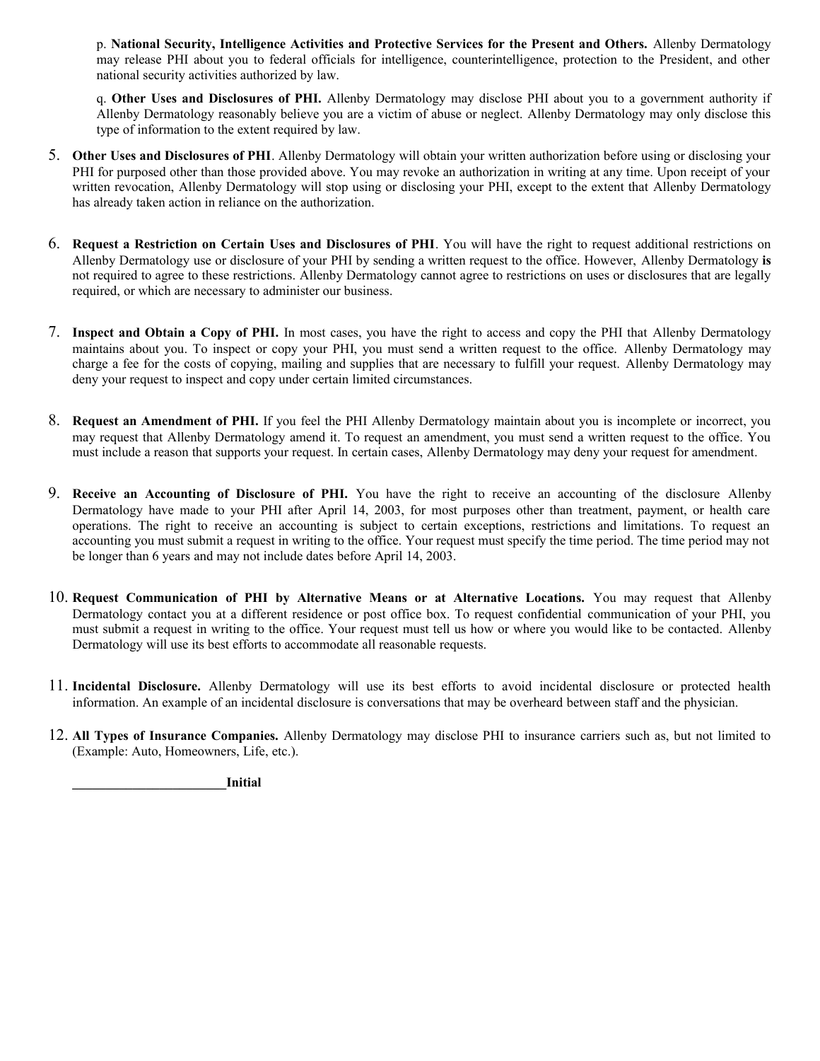p. **National Security, Intelligence Activities and Protective Services for the Present and Others.** Allenby Dermatology may release PHI about you to federal officials for intelligence, counterintelligence, protection to the President, and other national security activities authorized by law.

q. **Other Uses and Disclosures of PHI.** Allenby Dermatology may disclose PHI about you to a government authority if Allenby Dermatology reasonably believe you are a victim of abuse or neglect. Allenby Dermatology may only disclose this type of information to the extent required by law.

5. **Other Uses and Disclosures of PHI**. Allenby Dermatology will obtain your written authorization before using or disclosing your PHI for purposed other than those provided above. You may revoke an authorization in writing at any time. Upon receipt of your written revocation, Allenby Dermatology will stop using or disclosing your PHI, except to the extent that Allenby Dermatology has already taken action in reliance on the authorization.

6. **Request a Restriction on Certain Uses and Disclosures of PHI**. You will have the right to request additional restrictions on Allenby Dermatology use or disclosure of your PHI by sending a written request to the office. However, Allenby Dermatology **is** not required to agree to these restrictions. Allenby Dermatology cannot agree to restrictions on uses or disclosures that are legally required, or which are necessary to administer our business.

7. **Inspect and Obtain a Copy of PHI.** In most cases, you have the right to access and copy the PHI that Allenby Dermatology maintains about you. To inspect or copy your PHI, you must send a written request to the office. Allenby Dermatology may charge a fee for the costs of copying, mailing and supplies that are necessary to fulfill your request. Allenby Dermatology may deny your request to inspect and copy under certain limited circumstances.

8. **Request an Amendment of PHI.** If you feel the PHI Allenby Dermatology maintain about you is incomplete or incorrect, you may request that Allenby Dermatology amend it. To request an amendment, you must send a written request to the office. You must include a reason that supports your request. In certain cases, Allenby Dermatology may deny your request for amendment.

9. **Receive an Accounting of Disclosure of PHI.** You have the right to receive an accounting of the disclosure Allenby Dermatology have made to your PHI after April 14, 2003, for most purposes other than treatment, payment, or health care operations. The right to receive an accounting is subject to certain exceptions, restrictions and limitations. To request an accounting you must submit a request in writing to the office. Your request must specify the time period. The time period may not be longer than 6 years and may not include dates before April 14, 2003.

10. **Request Communication of PHI by Alternative Means or at Alternative Locations.** You may request that Allenby Dermatology contact you at a different residence or post office box. To request confidential communication of your PHI, you must submit a request in writing to the office. Your request must tell us how or where you would like to be contacted. Allenby Dermatology will use its best efforts to accommodate all reasonable requests.

11. **Incidental Disclosure.** Allenby Dermatology will use its best efforts to avoid incidental disclosure or protected health information. An example of an incidental disclosure is conversations that may be overheard between staff and the physician.

12. **All Types of Insurance Companies.** Allenby Dermatology may disclose PHI to insurance carriers such as, but not limited to (Example: Auto, Homeowners, Life, etc.).

**______________________Initial**